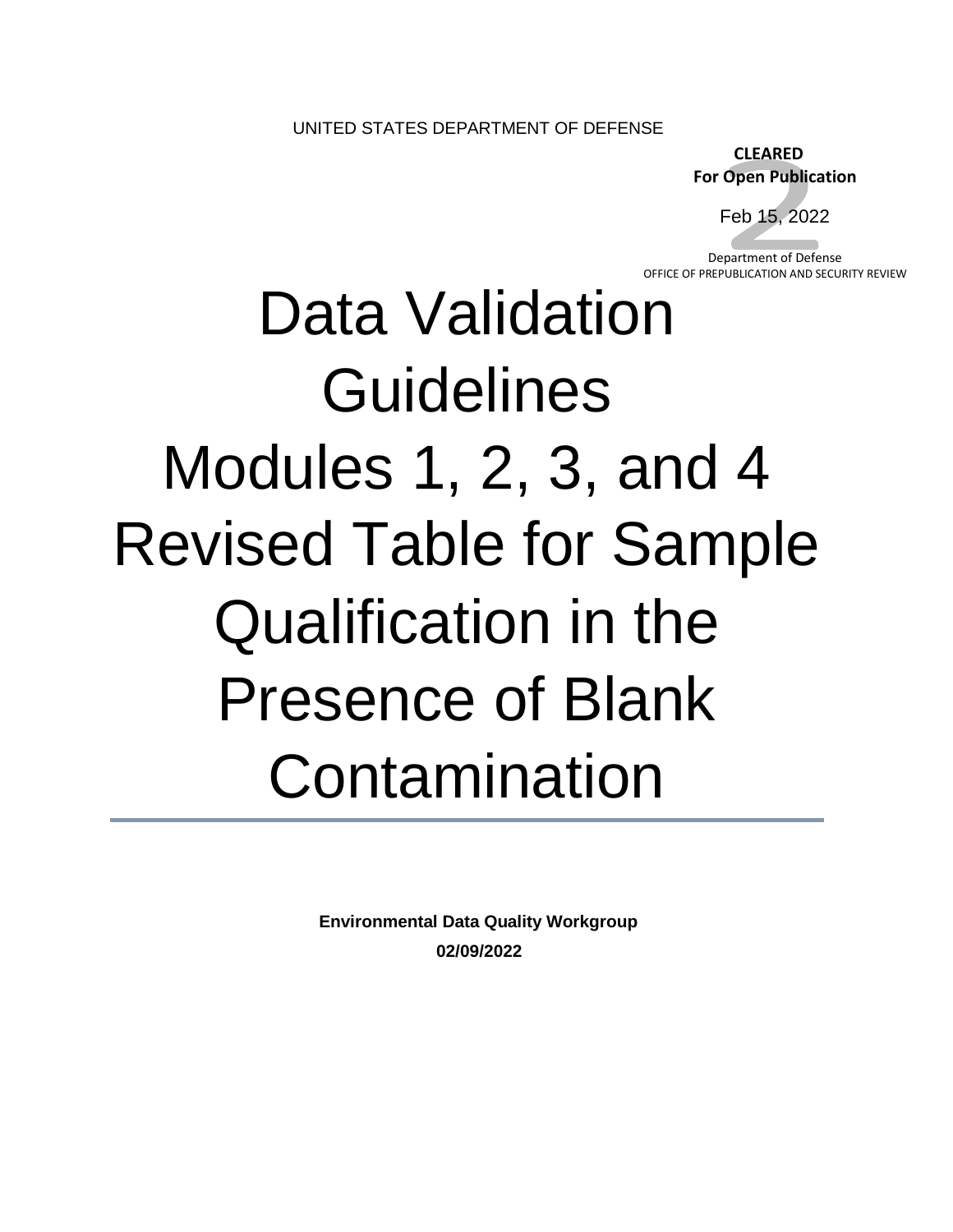UNITED STATES DEPARTMENT OF DEFENSE

**CLEARED**
**For Open Publication**

Feb 15, 2022

Department of Defense
OFFICE OF PREPUBLICATION AND SECURITY REVIEW

# Data Validation Guidelines Modules 1, 2, 3, and 4 Revised Table for Sample Qualification in the Presence of Blank Contamination

**Environmental Data Quality Workgroup**

**02/09/2022**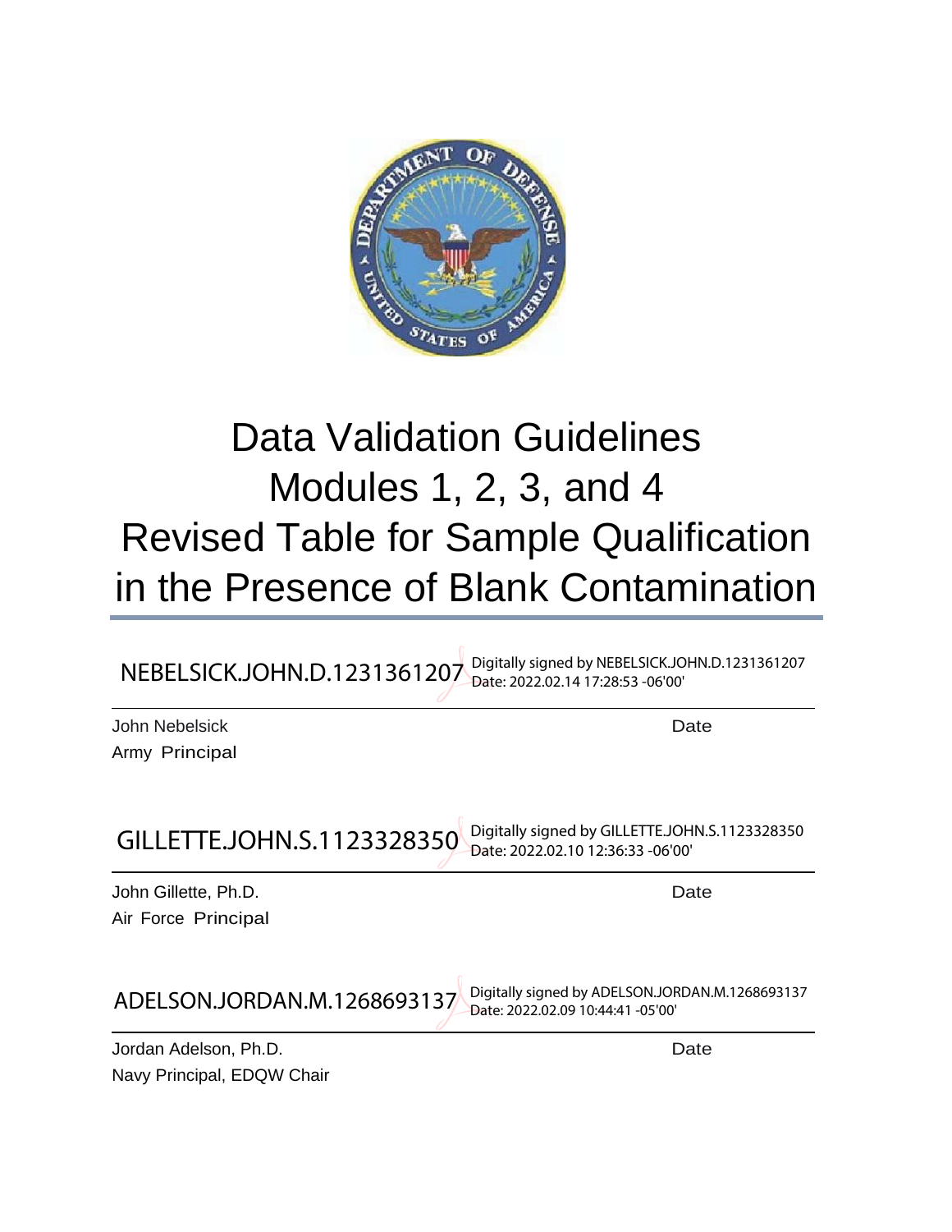# Data Validation Guidelines Modules 1, 2, 3, and 4 Revised Table for Sample Qualification in the Presence of Blank Contamination

NEBELSICK.JOHN.D.1231361207 Digitally signed by NEBELSICK.JOHN.D.1231361207 Date: 2022.02.14 17:28:53 -06'00'

John Nebelsick — Date

Army Principal

GILLETTE.JOHN.S.1123328350 Digitally signed by GILLETTE.JOHN.S.1123328350 Date: 2022.02.10 12:36:33 -06'00'

John Gillette, Ph.D. — Date

Air Force Principal

ADELSON.JORDAN.M.1268693137 Digitally signed by ADELSON.JORDAN.M.1268693137 Date: 2022.02.09 10:44:41 -05'00'

Jordan Adelson, Ph.D. — Date

Navy Principal, EDQW Chair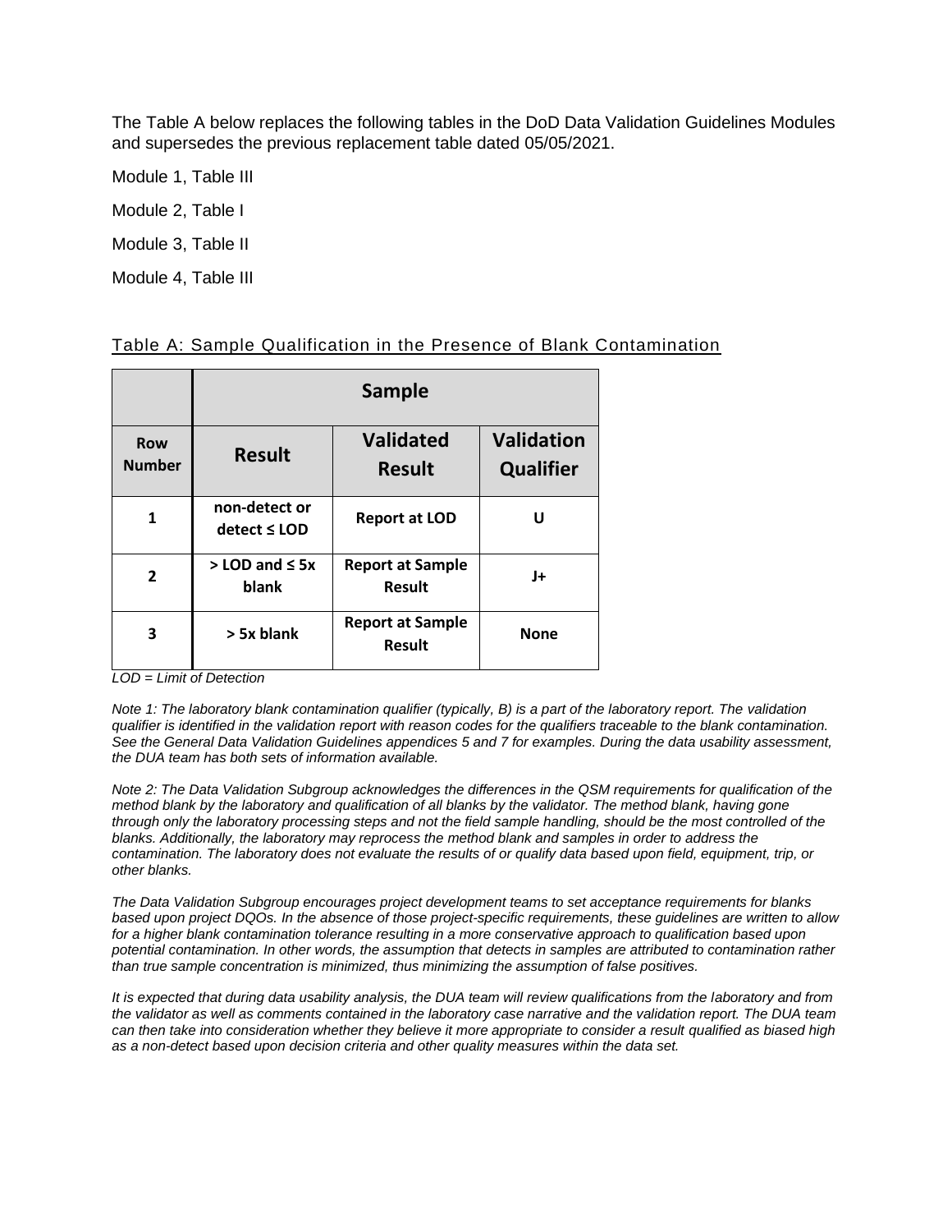The Table A below replaces the following tables in the DoD Data Validation Guidelines Modules and supersedes the previous replacement table dated 05/05/2021.

Module 1, Table III

Module 2, Table I

Module 3, Table II

Module 4, Table III

Table A: Sample Qualification in the Presence of Blank Contamination

| | Sample | | |
|---|---|---|---|
| **Row Number** | **Result** | **Validated Result** | **Validation Qualifier** |
| **1** | **non-detect or detect ≤ LOD** | **Report at LOD** | **U** |
| **2** | **> LOD and ≤ 5x blank** | **Report at Sample Result** | **J+** |
| **3** | **> 5x blank** | **Report at Sample Result** | **None** |

*LOD = Limit of Detection*

*Note 1: The laboratory blank contamination qualifier (typically, B) is a part of the laboratory report. The validation qualifier is identified in the validation report with reason codes for the qualifiers traceable to the blank contamination. See the General Data Validation Guidelines appendices 5 and 7 for examples. During the data usability assessment, the DUA team has both sets of information available.*

*Note 2: The Data Validation Subgroup acknowledges the differences in the QSM requirements for qualification of the method blank by the laboratory and qualification of all blanks by the validator. The method blank, having gone through only the laboratory processing steps and not the field sample handling, should be the most controlled of the blanks. Additionally, the laboratory may reprocess the method blank and samples in order to address the contamination. The laboratory does not evaluate the results of or qualify data based upon field, equipment, trip, or other blanks.*

*The Data Validation Subgroup encourages project development teams to set acceptance requirements for blanks based upon project DQOs. In the absence of those project-specific requirements, these guidelines are written to allow for a higher blank contamination tolerance resulting in a more conservative approach to qualification based upon potential contamination. In other words, the assumption that detects in samples are attributed to contamination rather than true sample concentration is minimized, thus minimizing the assumption of false positives.*

*It is expected that during data usability analysis, the DUA team will review qualifications from the laboratory and from the validator as well as comments contained in the laboratory case narrative and the validation report. The DUA team can then take into consideration whether they believe it more appropriate to consider a result qualified as biased high as a non-detect based upon decision criteria and other quality measures within the data set.*